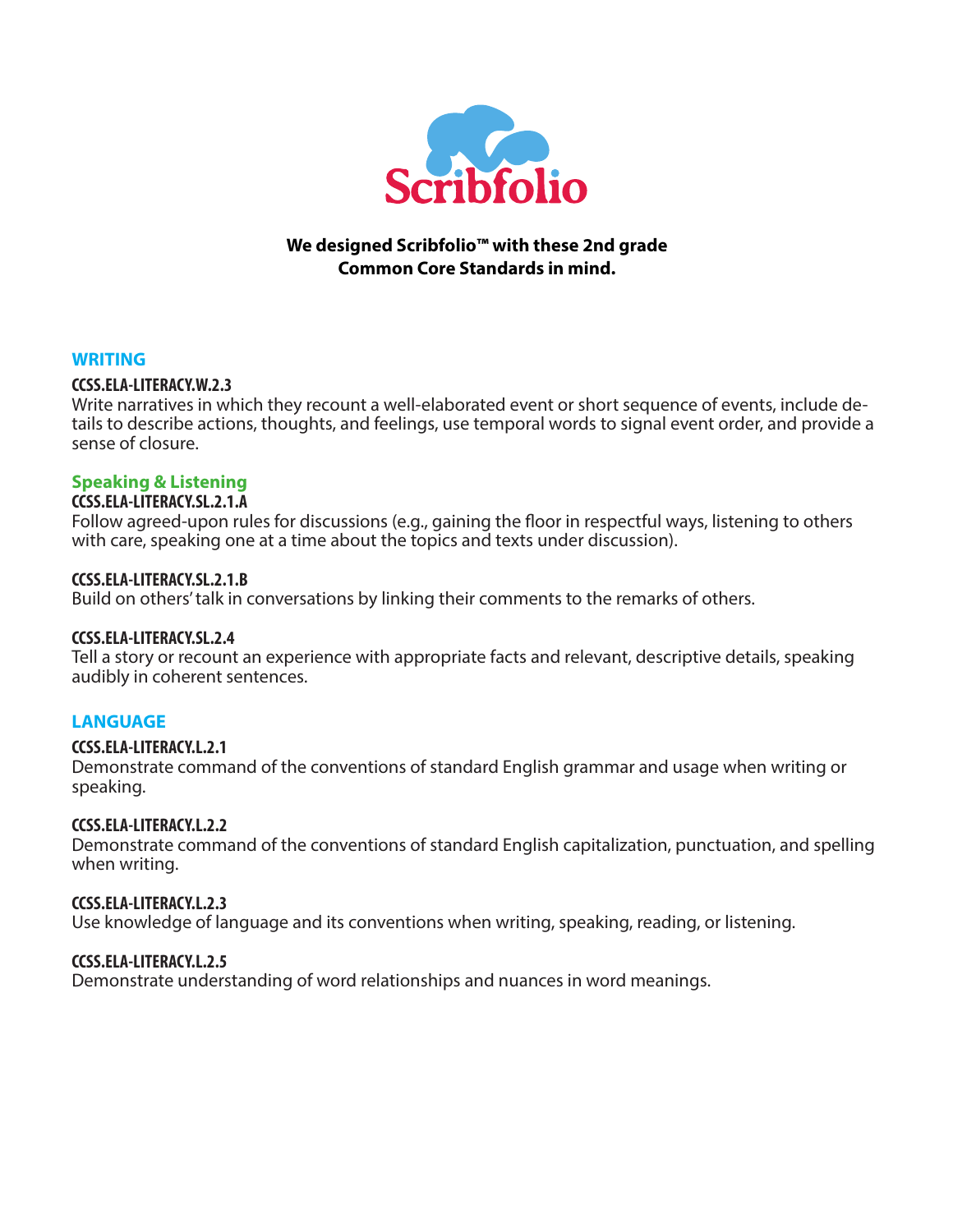# Scribfolio

**We designed Scribfolio™ with these 2nd grade Common Core Standards in mind.**

## WRITING

**CCSS.ELA-LITERACY.W.2.3**
Write narratives in which they recount a well-elaborated event or short sequence of events, include details to describe actions, thoughts, and feelings, use temporal words to signal event order, and provide a sense of closure.

## Speaking & Listening

**CCSS.ELA-LITERACY.SL.2.1.A**
Follow agreed-upon rules for discussions (e.g., gaining the floor in respectful ways, listening to others with care, speaking one at a time about the topics and texts under discussion).

**CCSS.ELA-LITERACY.SL.2.1.B**
Build on others' talk in conversations by linking their comments to the remarks of others.

**CCSS.ELA-LITERACY.SL.2.4**
Tell a story or recount an experience with appropriate facts and relevant, descriptive details, speaking audibly in coherent sentences.

## LANGUAGE

**CCSS.ELA-LITERACY.L.2.1**
Demonstrate command of the conventions of standard English grammar and usage when writing or speaking.

**CCSS.ELA-LITERACY.L.2.2**
Demonstrate command of the conventions of standard English capitalization, punctuation, and spelling when writing.

**CCSS.ELA-LITERACY.L.2.3**
Use knowledge of language and its conventions when writing, speaking, reading, or listening.

**CCSS.ELA-LITERACY.L.2.5**
Demonstrate understanding of word relationships and nuances in word meanings.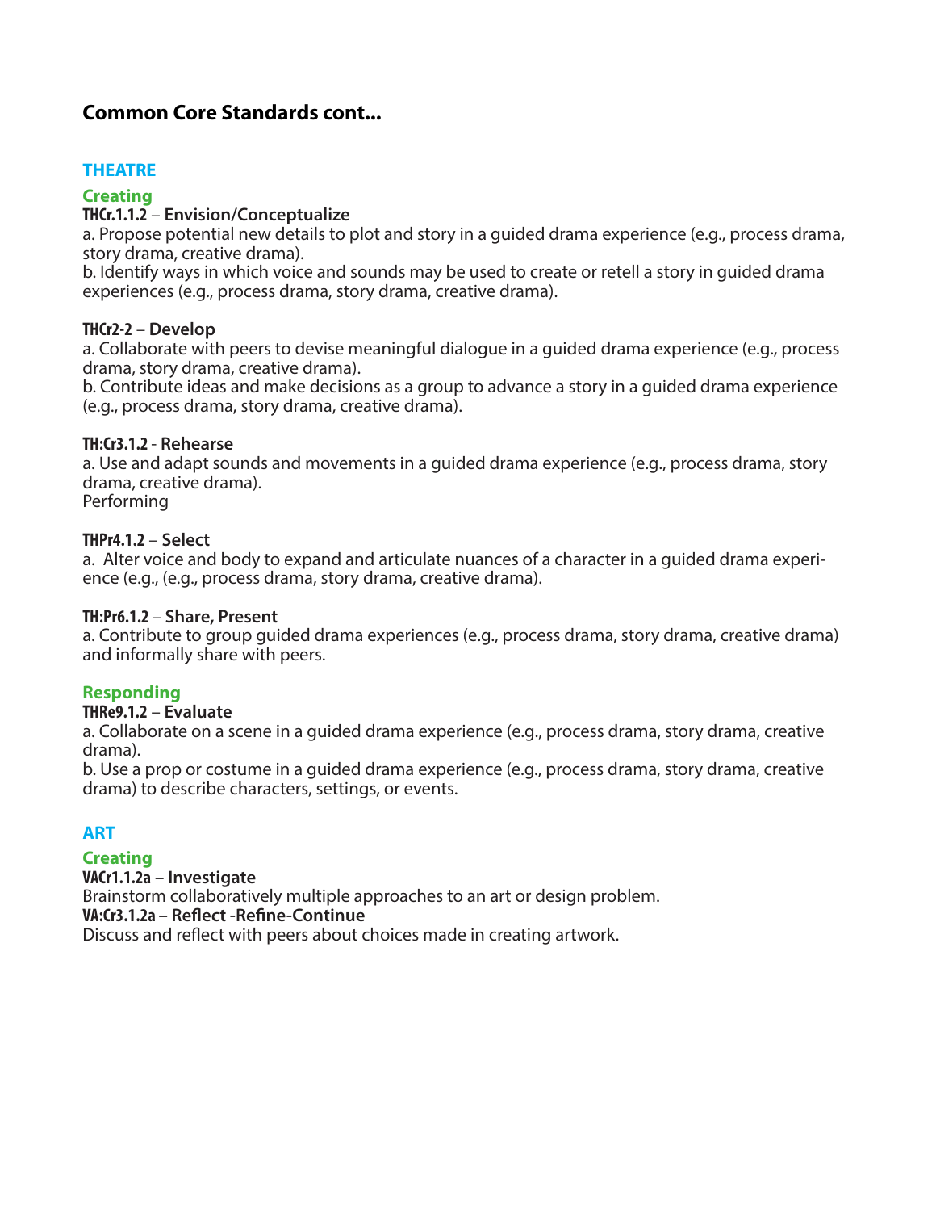## Common Core Standards cont...

### THEATRE

#### Creating

**THCr.1.1.2** – **Envision/Conceptualize**

a. Propose potential new details to plot and story in a guided drama experience (e.g., process drama, story drama, creative drama).

b. Identify ways in which voice and sounds may be used to create or retell a story in guided drama experiences (e.g., process drama, story drama, creative drama).

**THCr2-2** – **Develop**

a. Collaborate with peers to devise meaningful dialogue in a guided drama experience (e.g., process drama, story drama, creative drama).

b. Contribute ideas and make decisions as a group to advance a story in a guided drama experience (e.g., process drama, story drama, creative drama).

**TH:Cr3.1.2** - **Rehearse**

a. Use and adapt sounds and movements in a guided drama experience (e.g., process drama, story drama, creative drama).

Performing

**THPr4.1.2** – **Select**

a. Alter voice and body to expand and articulate nuances of a character in a guided drama experience (e.g., (e.g., process drama, story drama, creative drama).

**TH:Pr6.1.2** – **Share, Present**

a. Contribute to group guided drama experiences (e.g., process drama, story drama, creative drama) and informally share with peers.

#### Responding

**THRe9.1.2** – **Evaluate**

a. Collaborate on a scene in a guided drama experience (e.g., process drama, story drama, creative drama).

b. Use a prop or costume in a guided drama experience (e.g., process drama, story drama, creative drama) to describe characters, settings, or events.

### ART

#### Creating

**VACr1.1.2a** – **Investigate**

Brainstorm collaboratively multiple approaches to an art or design problem.

**VA:Cr3.1.2a** – **Reflect -Refine-Continue**

Discuss and reflect with peers about choices made in creating artwork.